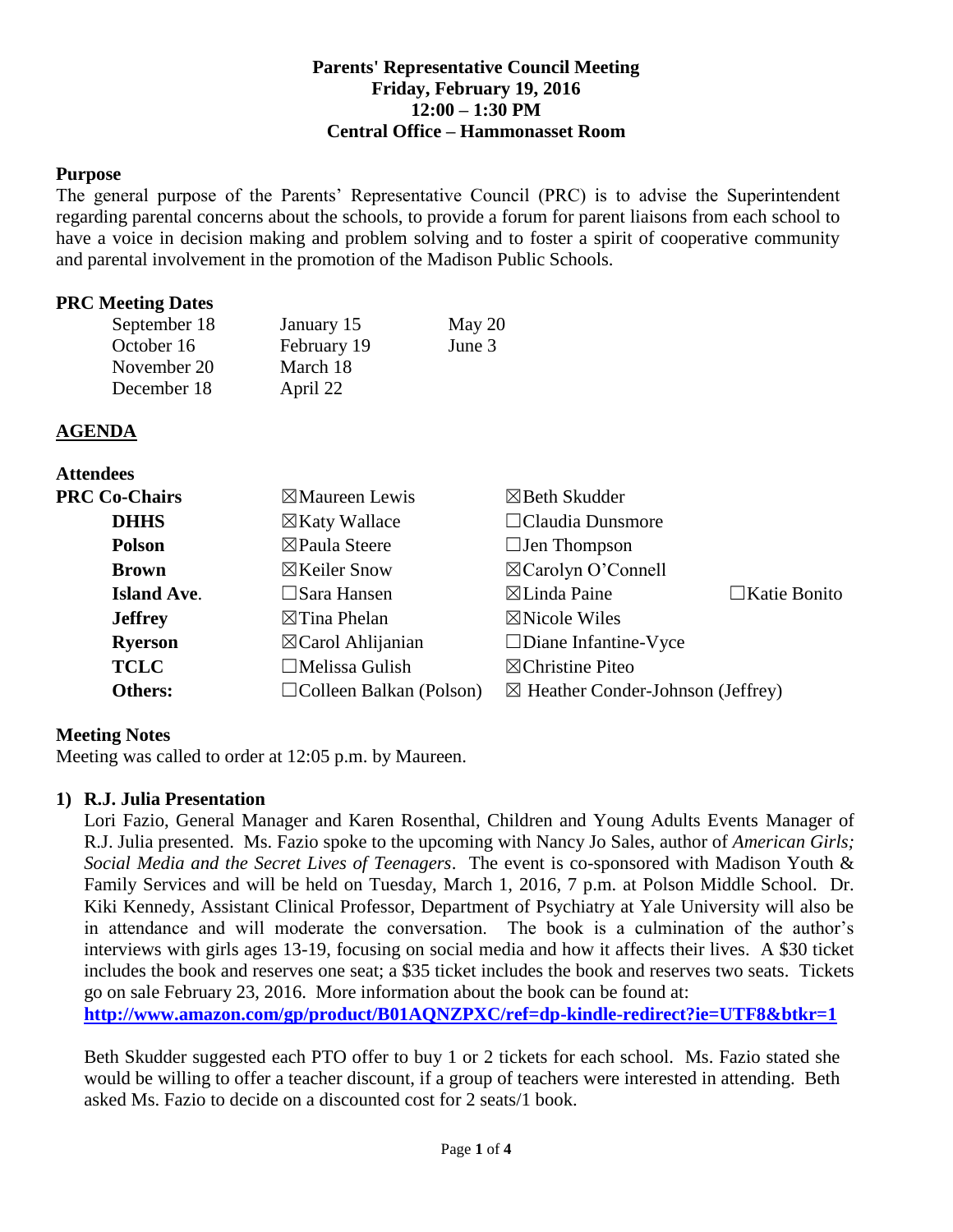**Parents' Representative Council Meeting**
**Friday, February 19, 2016**
**12:00 – 1:30 PM**
**Central Office – Hammonasset Room**

**Purpose**

The general purpose of the Parents' Representative Council (PRC) is to advise the Superintendent regarding parental concerns about the schools, to provide a forum for parent liaisons from each school to have a voice in decision making and problem solving and to foster a spirit of cooperative community and parental involvement in the promotion of the Madison Public Schools.

**PRC Meeting Dates**

| | | |
|---|---|---|
| September 18 | January 15 | May 20 |
| October 16 | February 19 | June 3 |
| November 20 | March 18 | |
| December 18 | April 22 | |

**AGENDA**

**Attendees**

| | | | |
|---|---|---|---|
| **PRC Co-Chairs** | ☒Maureen Lewis | ☒Beth Skudder | |
| **DHHS** | ☒Katy Wallace | ☐Claudia Dunsmore | |
| **Polson** | ☒Paula Steere | ☐Jen Thompson | |
| **Brown** | ☒Keiler Snow | ☒Carolyn O'Connell | |
| **Island Ave.** | ☐Sara Hansen | ☒Linda Paine | ☐Katie Bonito |
| **Jeffrey** | ☒Tina Phelan | ☒Nicole Wiles | |
| **Ryerson** | ☒Carol Ahlijanian | ☐Diane Infantine-Vyce | |
| **TCLC** | ☐Melissa Gulish | ☒Christine Piteo | |
| **Others:** | ☐Colleen Balkan (Polson) | ☒ Heather Conder-Johnson (Jeffrey) | |

**Meeting Notes**

Meeting was called to order at 12:05 p.m. by Maureen.

**1) R.J. Julia Presentation**

Lori Fazio, General Manager and Karen Rosenthal, Children and Young Adults Events Manager of R.J. Julia presented. Ms. Fazio spoke to the upcoming with Nancy Jo Sales, author of *American Girls; Social Media and the Secret Lives of Teenagers*. The event is co-sponsored with Madison Youth & Family Services and will be held on Tuesday, March 1, 2016, 7 p.m. at Polson Middle School. Dr. Kiki Kennedy, Assistant Clinical Professor, Department of Psychiatry at Yale University will also be in attendance and will moderate the conversation. The book is a culmination of the author's interviews with girls ages 13-19, focusing on social media and how it affects their lives. A $30 ticket includes the book and reserves one seat; a $35 ticket includes the book and reserves two seats. Tickets go on sale February 23, 2016. More information about the book can be found at:
**http://www.amazon.com/gp/product/B01AQNZPXC/ref=dp-kindle-redirect?ie=UTF8&btkr=1**

Beth Skudder suggested each PTO offer to buy 1 or 2 tickets for each school. Ms. Fazio stated she would be willing to offer a teacher discount, if a group of teachers were interested in attending. Beth asked Ms. Fazio to decide on a discounted cost for 2 seats/1 book.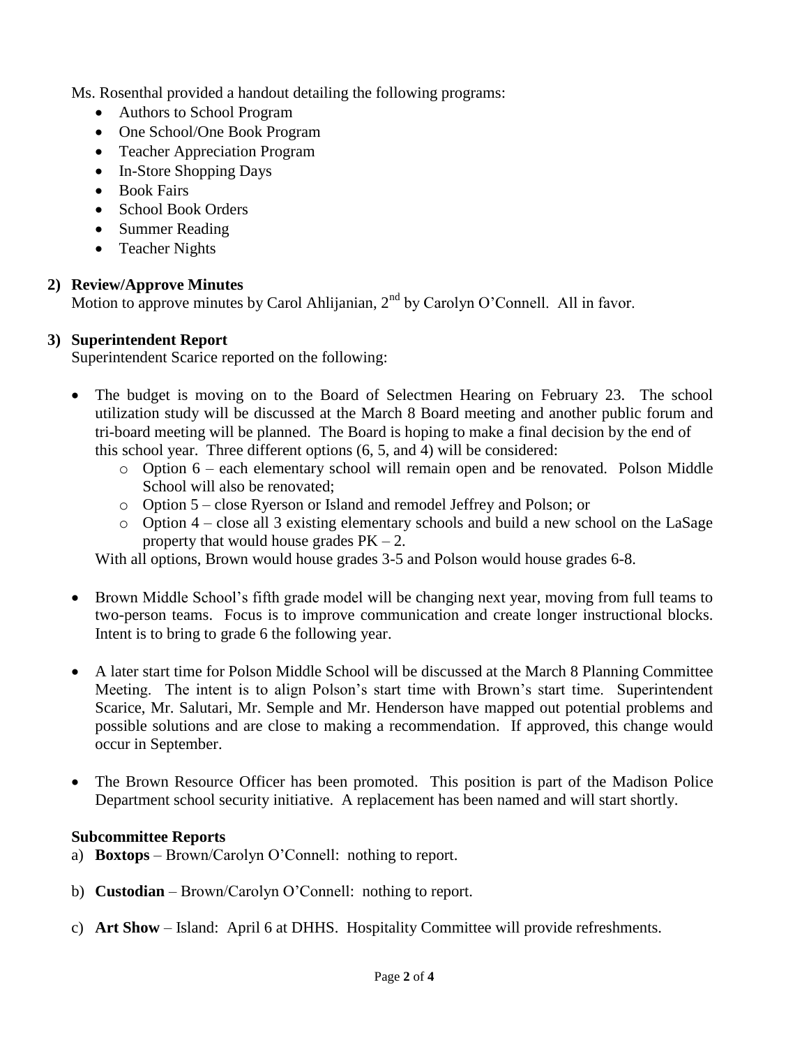Ms. Rosenthal provided a handout detailing the following programs:

- Authors to School Program
- One School/One Book Program
- Teacher Appreciation Program
- In-Store Shopping Days
- Book Fairs
- School Book Orders
- Summer Reading
- Teacher Nights

**2) Review/Approve Minutes**

Motion to approve minutes by Carol Ahlijanian, 2nd by Carolyn O'Connell. All in favor.

**3) Superintendent Report**

Superintendent Scarice reported on the following:

- The budget is moving on to the Board of Selectmen Hearing on February 23. The school utilization study will be discussed at the March 8 Board meeting and another public forum and tri-board meeting will be planned. The Board is hoping to make a final decision by the end of this school year. Three different options (6, 5, and 4) will be considered:
  - Option 6 – each elementary school will remain open and be renovated. Polson Middle School will also be renovated;
  - Option 5 – close Ryerson or Island and remodel Jeffrey and Polson; or
  - Option 4 – close all 3 existing elementary schools and build a new school on the LaSage property that would house grades PK – 2.

  With all options, Brown would house grades 3-5 and Polson would house grades 6-8.

- Brown Middle School's fifth grade model will be changing next year, moving from full teams to two-person teams. Focus is to improve communication and create longer instructional blocks. Intent is to bring to grade 6 the following year.

- A later start time for Polson Middle School will be discussed at the March 8 Planning Committee Meeting. The intent is to align Polson's start time with Brown's start time. Superintendent Scarice, Mr. Salutari, Mr. Semple and Mr. Henderson have mapped out potential problems and possible solutions and are close to making a recommendation. If approved, this change would occur in September.

- The Brown Resource Officer has been promoted. This position is part of the Madison Police Department school security initiative. A replacement has been named and will start shortly.

**Subcommittee Reports**

a) **Boxtops** – Brown/Carolyn O'Connell: nothing to report.

b) **Custodian** – Brown/Carolyn O'Connell: nothing to report.

c) **Art Show** – Island: April 6 at DHHS. Hospitality Committee will provide refreshments.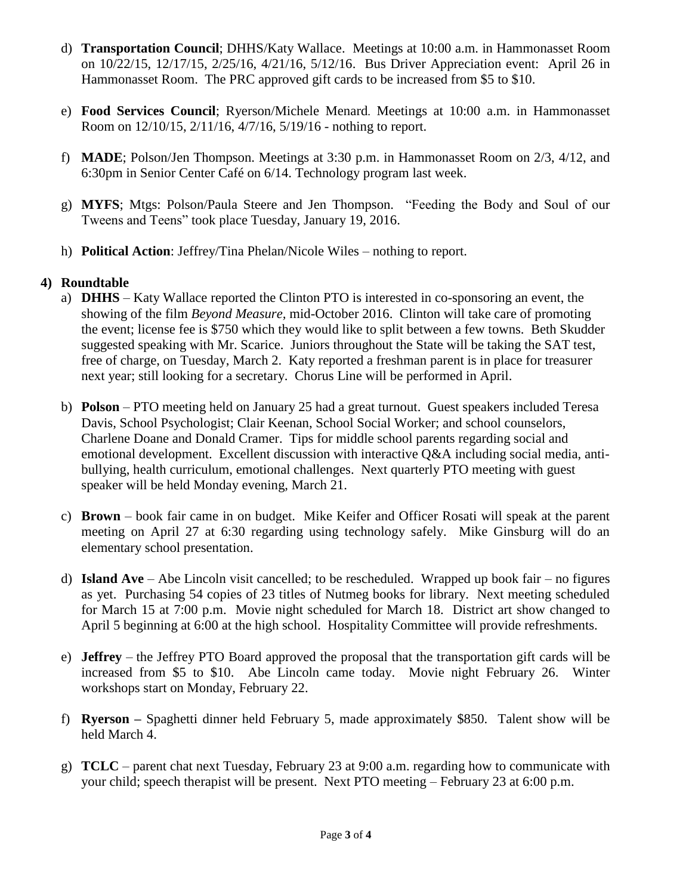d) **Transportation Council**; DHHS/Katy Wallace. Meetings at 10:00 a.m. in Hammonasset Room on 10/22/15, 12/17/15, 2/25/16, 4/21/16, 5/12/16. Bus Driver Appreciation event: April 26 in Hammonasset Room. The PRC approved gift cards to be increased from $5 to $10.

e) **Food Services Council**; Ryerson/Michele Menard. Meetings at 10:00 a.m. in Hammonasset Room on 12/10/15, 2/11/16, 4/7/16, 5/19/16 - nothing to report.

f) **MADE**; Polson/Jen Thompson. Meetings at 3:30 p.m. in Hammonasset Room on 2/3, 4/12, and 6:30pm in Senior Center Café on 6/14. Technology program last week.

g) **MYFS**; Mtgs: Polson/Paula Steere and Jen Thompson. "Feeding the Body and Soul of our Tweens and Teens" took place Tuesday, January 19, 2016.

h) **Political Action**: Jeffrey/Tina Phelan/Nicole Wiles – nothing to report.

**4) Roundtable**

a) **DHHS** – Katy Wallace reported the Clinton PTO is interested in co-sponsoring an event, the showing of the film *Beyond Measure,* mid-October 2016. Clinton will take care of promoting the event; license fee is $750 which they would like to split between a few towns. Beth Skudder suggested speaking with Mr. Scarice. Juniors throughout the State will be taking the SAT test, free of charge, on Tuesday, March 2. Katy reported a freshman parent is in place for treasurer next year; still looking for a secretary. Chorus Line will be performed in April.

b) **Polson** – PTO meeting held on January 25 had a great turnout. Guest speakers included Teresa Davis, School Psychologist; Clair Keenan, School Social Worker; and school counselors, Charlene Doane and Donald Cramer. Tips for middle school parents regarding social and emotional development. Excellent discussion with interactive Q&A including social media, anti-bullying, health curriculum, emotional challenges. Next quarterly PTO meeting with guest speaker will be held Monday evening, March 21.

c) **Brown** – book fair came in on budget. Mike Keifer and Officer Rosati will speak at the parent meeting on April 27 at 6:30 regarding using technology safely. Mike Ginsburg will do an elementary school presentation.

d) **Island Ave** – Abe Lincoln visit cancelled; to be rescheduled. Wrapped up book fair – no figures as yet. Purchasing 54 copies of 23 titles of Nutmeg books for library. Next meeting scheduled for March 15 at 7:00 p.m. Movie night scheduled for March 18. District art show changed to April 5 beginning at 6:00 at the high school. Hospitality Committee will provide refreshments.

e) **Jeffrey** – the Jeffrey PTO Board approved the proposal that the transportation gift cards will be increased from $5 to $10. Abe Lincoln came today. Movie night February 26. Winter workshops start on Monday, February 22.

f) **Ryerson –** Spaghetti dinner held February 5, made approximately $850. Talent show will be held March 4.

g) **TCLC** – parent chat next Tuesday, February 23 at 9:00 a.m. regarding how to communicate with your child; speech therapist will be present. Next PTO meeting – February 23 at 6:00 p.m.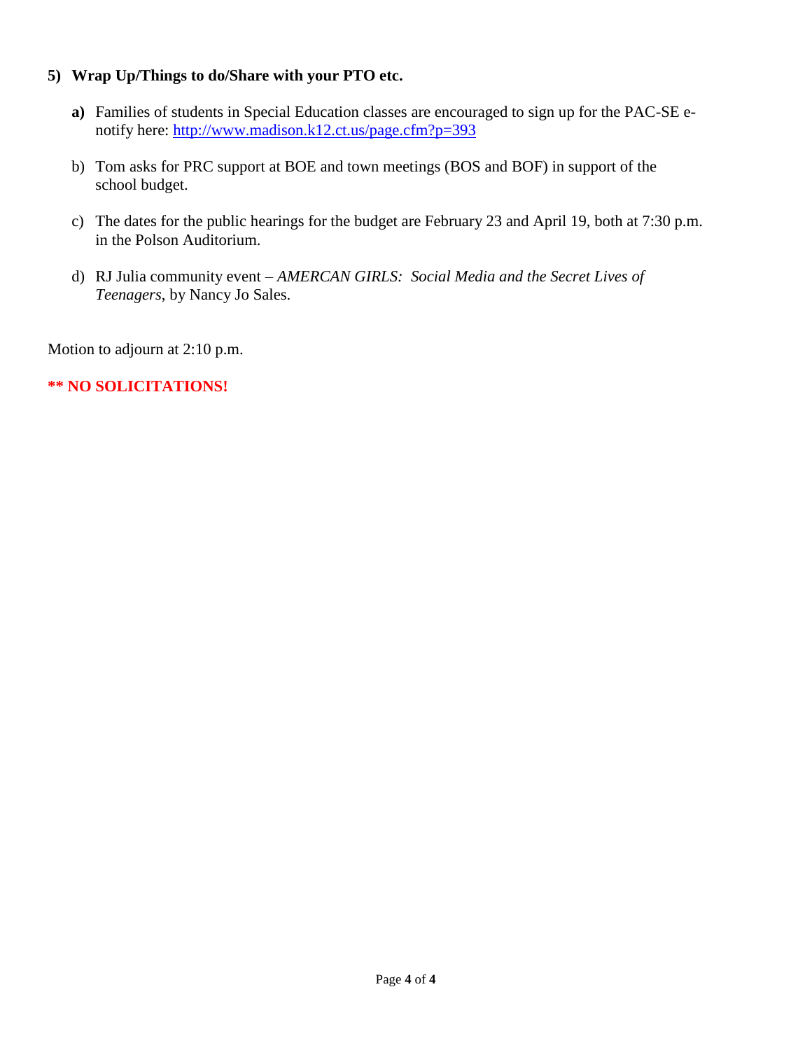## 5) Wrap Up/Things to do/Share with your PTO etc.

**a)** Families of students in Special Education classes are encouraged to sign up for the PAC-SE e-notify here: [http://www.madison.k12.ct.us/page.cfm?p=393](http://www.madison.k12.ct.us/page.cfm?p=393)

b) Tom asks for PRC support at BOE and town meetings (BOS and BOF) in support of the school budget.

c) The dates for the public hearings for the budget are February 23 and April 19, both at 7:30 p.m. in the Polson Auditorium.

d) RJ Julia community event – *AMERCAN GIRLS: Social Media and the Secret Lives of Teenagers*, by Nancy Jo Sales.

Motion to adjourn at 2:10 p.m.

**\*\* NO SOLICITATIONS!**